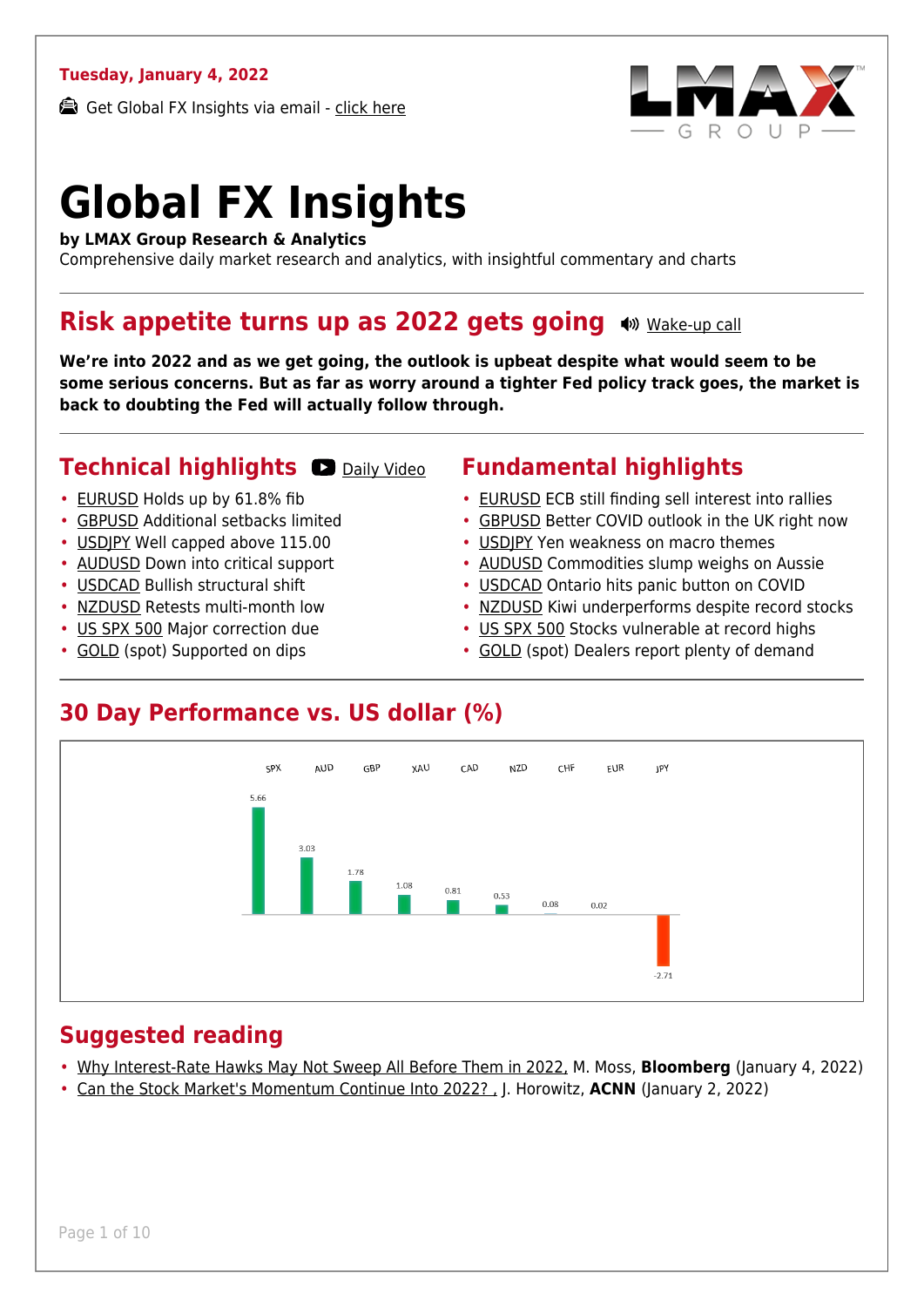**Tuesday, January 4, 2022**

Get Global FX Insights via email - click here

# Global FX Insights

**by LMAX Group Research & Analytics**
Comprehensive daily market research and analytics, with insightful commentary and charts

## Risk appetite turns up as 2022 gets going

Wake-up call

**We're into 2022 and as we get going, the outlook is upbeat despite what would seem to be some serious concerns. But as far as worry around a tighter Fed policy track goes, the market is back to doubting the Fed will actually follow through.**

## Technical highlights

Daily Video

- EURUSD Holds up by 61.8% fib
- GBPUSD Additional setbacks limited
- USDJPY Well capped above 115.00
- AUDUSD Down into critical support
- USDCAD Bullish structural shift
- NZDUSD Retests multi-month low
- US SPX 500 Major correction due
- GOLD (spot) Supported on dips

## Fundamental highlights

- EURUSD ECB still finding sell interest into rallies
- GBPUSD Better COVID outlook in the UK right now
- USDJPY Yen weakness on macro themes
- AUDUSD Commodities slump weighs on Aussie
- USDCAD Ontario hits panic button on COVID
- NZDUSD Kiwi underperforms despite record stocks
- US SPX 500 Stocks vulnerable at record highs
- GOLD (spot) Dealers report plenty of demand

## 30 Day Performance vs. US dollar (%)

| SPX | AUD | GBP | XAU | CAD | NZD | CHF | EUR | JPY |
|---|---|---|---|---|---|---|---|---|
| 5.66 | 3.03 | 1.78 | 1.08 | 0.81 | 0.53 | 0.08 | 0.02 | -2.71 |

## Suggested reading

- Why Interest-Rate Hawks May Not Sweep All Before Them in 2022, M. Moss, **Bloomberg** (January 4, 2022)
- Can the Stock Market's Momentum Continue Into 2022? , J. Horowitz, **ACNN** (January 2, 2022)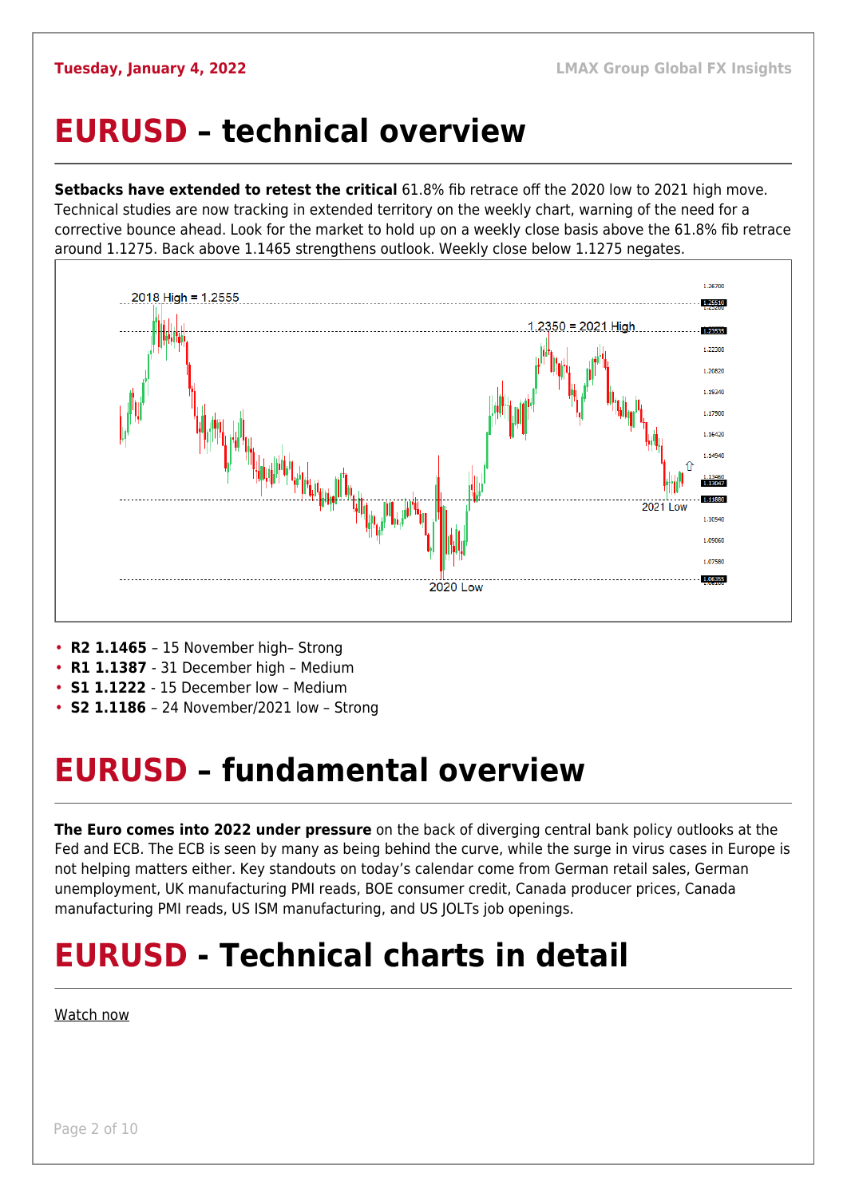# EURUSD – technical overview

**Setbacks have extended to retest the critical** 61.8% fib retrace off the 2020 low to 2021 high move. Technical studies are now tracking in extended territory on the weekly chart, warning of the need for a corrective bounce ahead. Look for the market to hold up on a weekly close basis above the 61.8% fib retrace around 1.1275. Back above 1.1465 strengthens outlook. Weekly close below 1.1275 negates.

- **R2 1.1465** – 15 November high– Strong
- **R1 1.1387** - 31 December high – Medium
- **S1 1.1222** - 15 December low – Medium
- **S2 1.1186** – 24 November/2021 low – Strong

# EURUSD – fundamental overview

**The Euro comes into 2022 under pressure** on the back of diverging central bank policy outlooks at the Fed and ECB. The ECB is seen by many as being behind the curve, while the surge in virus cases in Europe is not helping matters either. Key standouts on today's calendar come from German retail sales, German unemployment, UK manufacturing PMI reads, BOE consumer credit, Canada producer prices, Canada manufacturing PMI reads, US ISM manufacturing, and US JOLTs job openings.

# EURUSD - Technical charts in detail

Watch now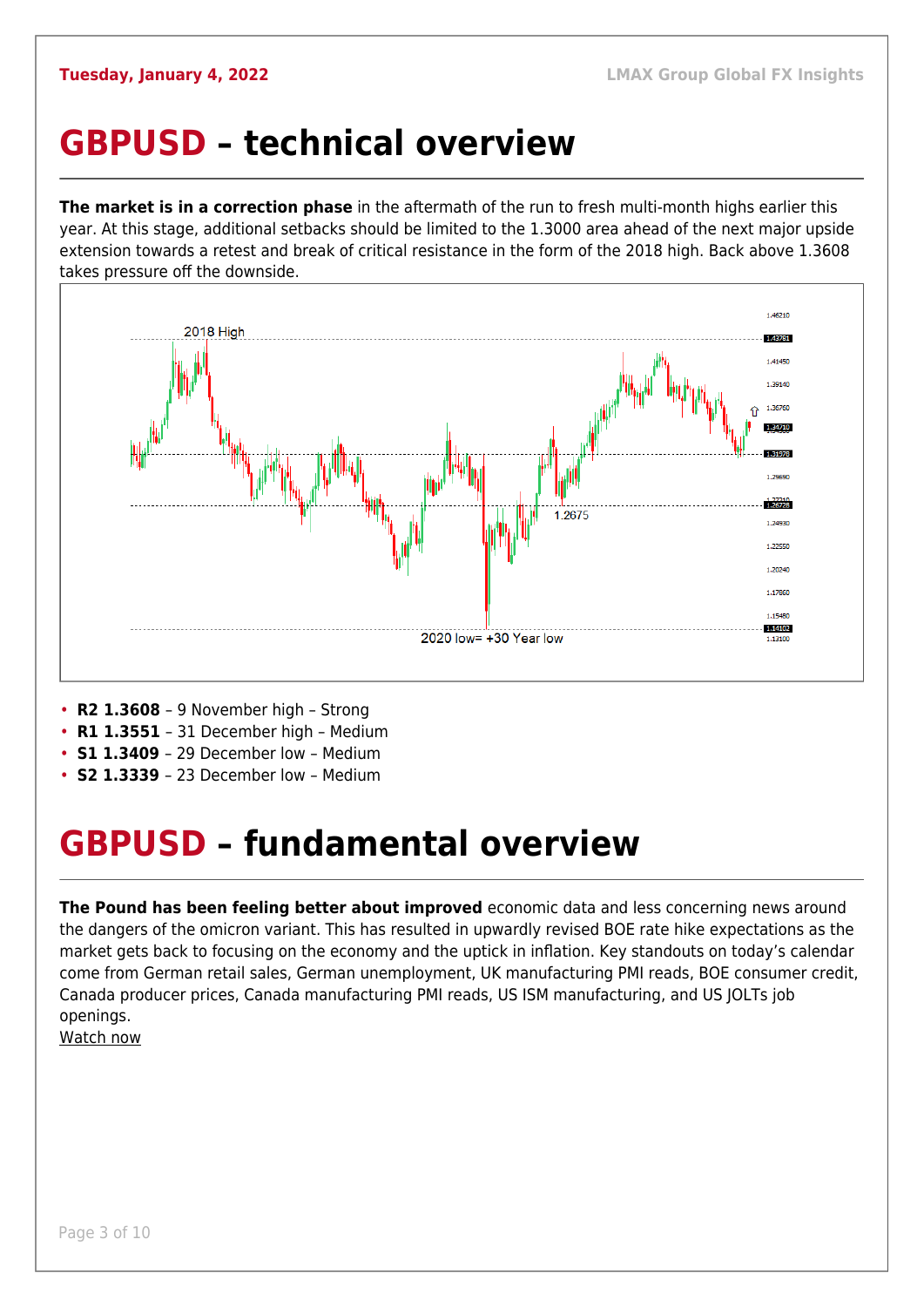# GBPUSD – technical overview

**The market is in a correction phase** in the aftermath of the run to fresh multi-month highs earlier this year. At this stage, additional setbacks should be limited to the 1.3000 area ahead of the next major upside extension towards a retest and break of critical resistance in the form of the 2018 high. Back above 1.3608 takes pressure off the downside.

- **R2 1.3608** – 9 November high – Strong
- **R1 1.3551** – 31 December high – Medium
- **S1 1.3409** – 29 December low – Medium
- **S2 1.3339** – 23 December low – Medium

# GBPUSD – fundamental overview

**The Pound has been feeling better about improved** economic data and less concerning news around the dangers of the omicron variant. This has resulted in upwardly revised BOE rate hike expectations as the market gets back to focusing on the economy and the uptick in inflation. Key standouts on today's calendar come from German retail sales, German unemployment, UK manufacturing PMI reads, BOE consumer credit, Canada producer prices, Canada manufacturing PMI reads, US ISM manufacturing, and US JOLTs job openings.
Watch now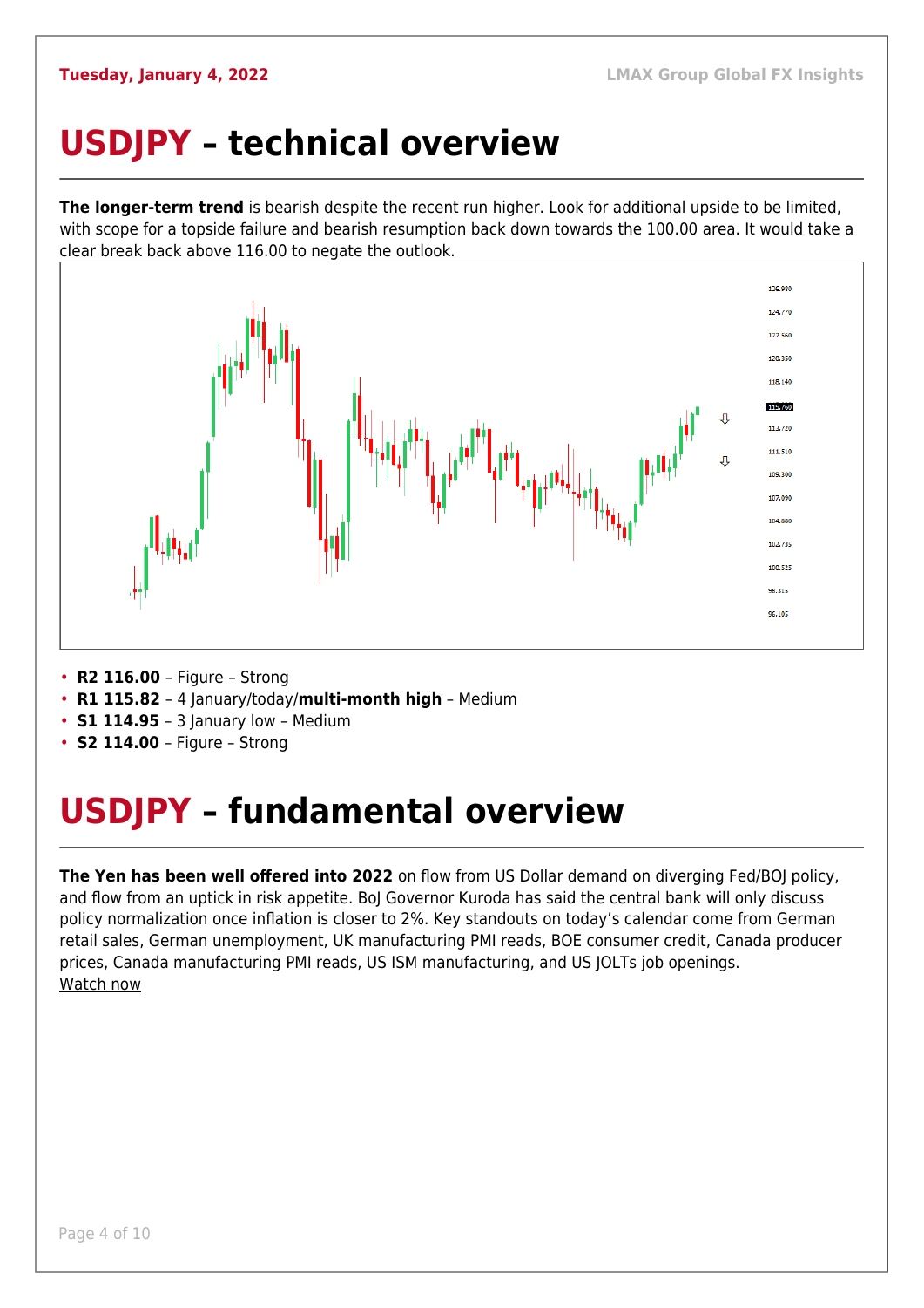# USDJPY – technical overview

**The longer-term trend** is bearish despite the recent run higher. Look for additional upside to be limited, with scope for a topside failure and bearish resumption back down towards the 100.00 area. It would take a clear break back above 116.00 to negate the outlook.

- **R2 116.00** – Figure – Strong
- **R1 115.82** – 4 January/today/**multi-month high** – Medium
- **S1 114.95** – 3 January low – Medium
- **S2 114.00** – Figure – Strong

# USDJPY – fundamental overview

**The Yen has been well offered into 2022** on flow from US Dollar demand on diverging Fed/BOJ policy, and flow from an uptick in risk appetite. BoJ Governor Kuroda has said the central bank will only discuss policy normalization once inflation is closer to 2%. Key standouts on today's calendar come from German retail sales, German unemployment, UK manufacturing PMI reads, BOE consumer credit, Canada producer prices, Canada manufacturing PMI reads, US ISM manufacturing, and US JOLTs job openings.
Watch now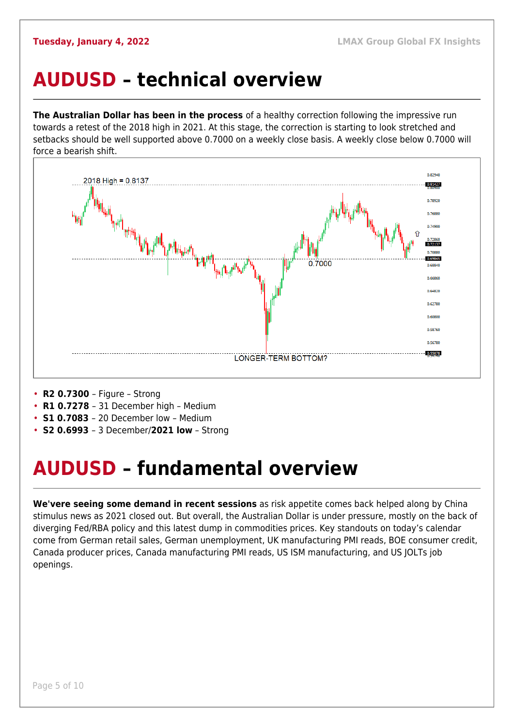# AUDUSD – technical overview

**The Australian Dollar has been in the process** of a healthy correction following the impressive run towards a retest of the 2018 high in 2021. At this stage, the correction is starting to look stretched and setbacks should be well supported above 0.7000 on a weekly close basis. A weekly close below 0.7000 will force a bearish shift.

- **R2 0.7300** – Figure – Strong
- **R1 0.7278** – 31 December high – Medium
- **S1 0.7083** – 20 December low – Medium
- **S2 0.6993** – 3 December/**2021 low** – Strong

# AUDUSD – fundamental overview

**We'vere seeing some demand in recent sessions** as risk appetite comes back helped along by China stimulus news as 2021 closed out. But overall, the Australian Dollar is under pressure, mostly on the back of diverging Fed/RBA policy and this latest dump in commodities prices. Key standouts on today's calendar come from German retail sales, German unemployment, UK manufacturing PMI reads, BOE consumer credit, Canada producer prices, Canada manufacturing PMI reads, US ISM manufacturing, and US JOLTs job openings.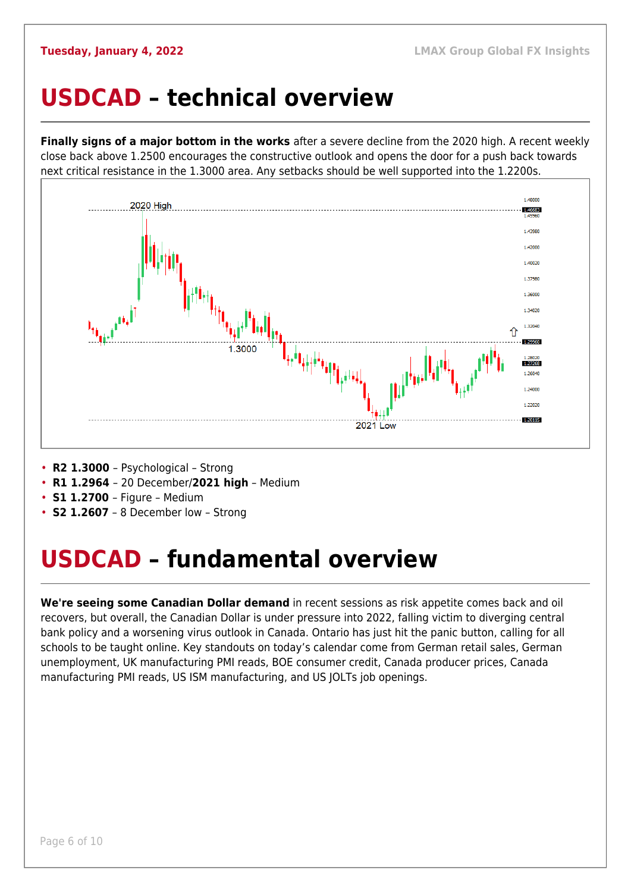# USDCAD – technical overview

**Finally signs of a major bottom in the works** after a severe decline from the 2020 high. A recent weekly close back above 1.2500 encourages the constructive outlook and opens the door for a push back towards next critical resistance in the 1.3000 area. Any setbacks should be well supported into the 1.2200s.

- **R2 1.3000** – Psychological – Strong
- **R1 1.2964** – 20 December/**2021 high** – Medium
- **S1 1.2700** – Figure – Medium
- **S2 1.2607** – 8 December low – Strong

# USDCAD – fundamental overview

**We're seeing some Canadian Dollar demand** in recent sessions as risk appetite comes back and oil recovers, but overall, the Canadian Dollar is under pressure into 2022, falling victim to diverging central bank policy and a worsening virus outlook in Canada. Ontario has just hit the panic button, calling for all schools to be taught online. Key standouts on today's calendar come from German retail sales, German unemployment, UK manufacturing PMI reads, BOE consumer credit, Canada producer prices, Canada manufacturing PMI reads, US ISM manufacturing, and US JOLTs job openings.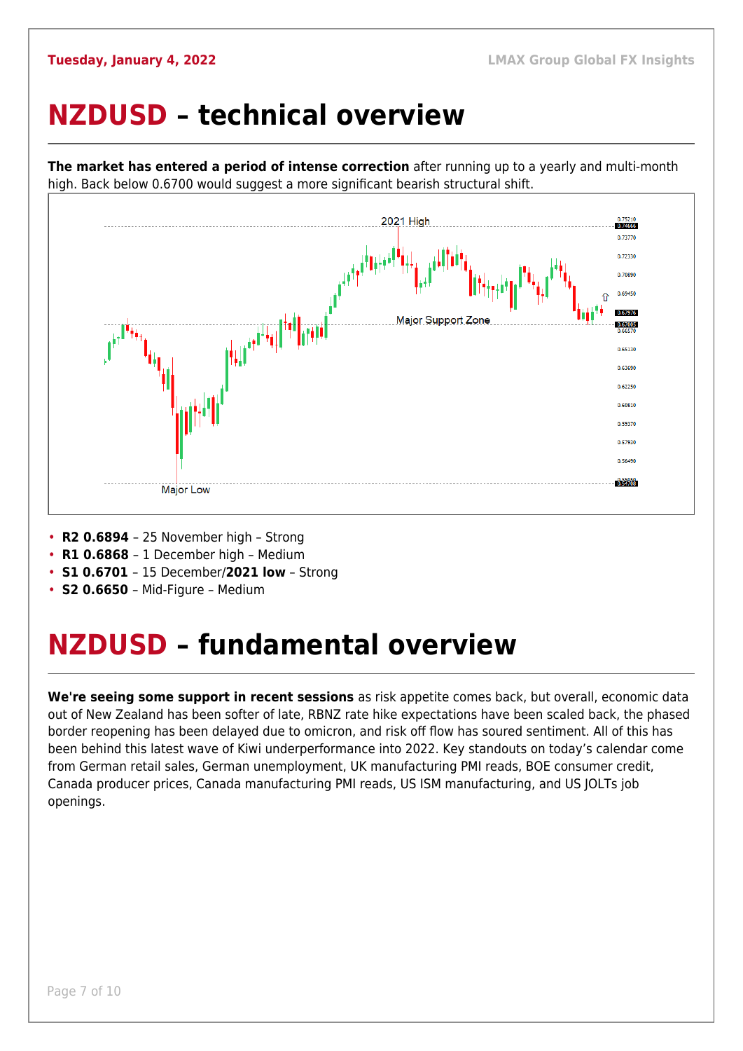# NZDUSD – technical overview

**The market has entered a period of intense correction** after running up to a yearly and multi-month high. Back below 0.6700 would suggest a more significant bearish structural shift.

- **R2 0.6894** – 25 November high – Strong
- **R1 0.6868** – 1 December high – Medium
- **S1 0.6701** – 15 December/**2021 low** – Strong
- **S2 0.6650** – Mid-Figure – Medium

# NZDUSD – fundamental overview

**We're seeing some support in recent sessions** as risk appetite comes back, but overall, economic data out of New Zealand has been softer of late, RBNZ rate hike expectations have been scaled back, the phased border reopening has been delayed due to omicron, and risk off flow has soured sentiment. All of this has been behind this latest wave of Kiwi underperformance into 2022. Key standouts on today's calendar come from German retail sales, German unemployment, UK manufacturing PMI reads, BOE consumer credit, Canada producer prices, Canada manufacturing PMI reads, US ISM manufacturing, and US JOLTs job openings.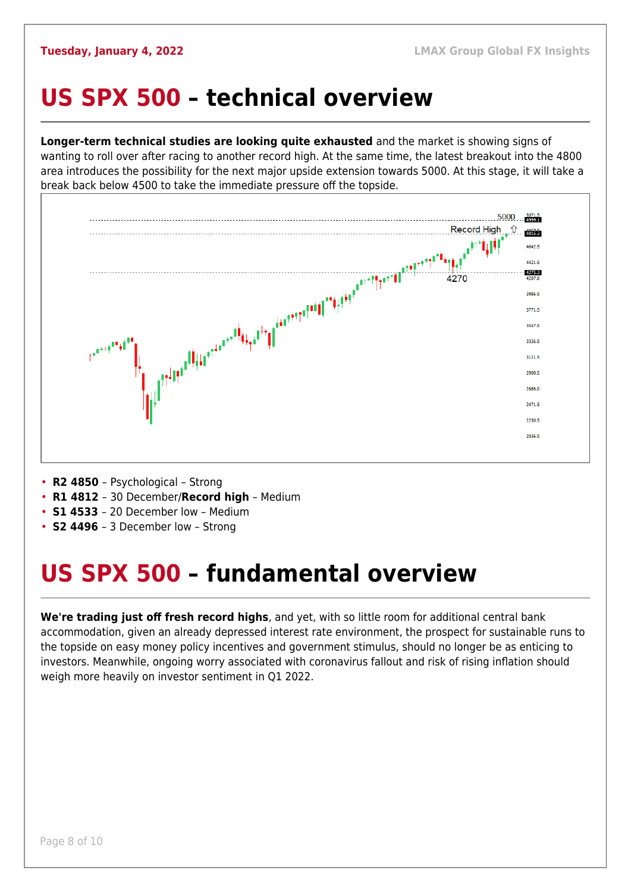# US SPX 500 – technical overview

**Longer-term technical studies are looking quite exhausted** and the market is showing signs of wanting to roll over after racing to another record high. At the same time, the latest breakout into the 4800 area introduces the possibility for the next major upside extension towards 5000. At this stage, it will take a break back below 4500 to take the immediate pressure off the topside.

- **R2 4850** – Psychological – Strong
- **R1 4812** – 30 December/**Record high** – Medium
- **S1 4533** – 20 December low – Medium
- **S2 4496** – 3 December low – Strong

# US SPX 500 – fundamental overview

**We're trading just off fresh record highs**, and yet, with so little room for additional central bank accommodation, given an already depressed interest rate environment, the prospect for sustainable runs to the topside on easy money policy incentives and government stimulus, should no longer be as enticing to investors. Meanwhile, ongoing worry associated with coronavirus fallout and risk of rising inflation should weigh more heavily on investor sentiment in Q1 2022.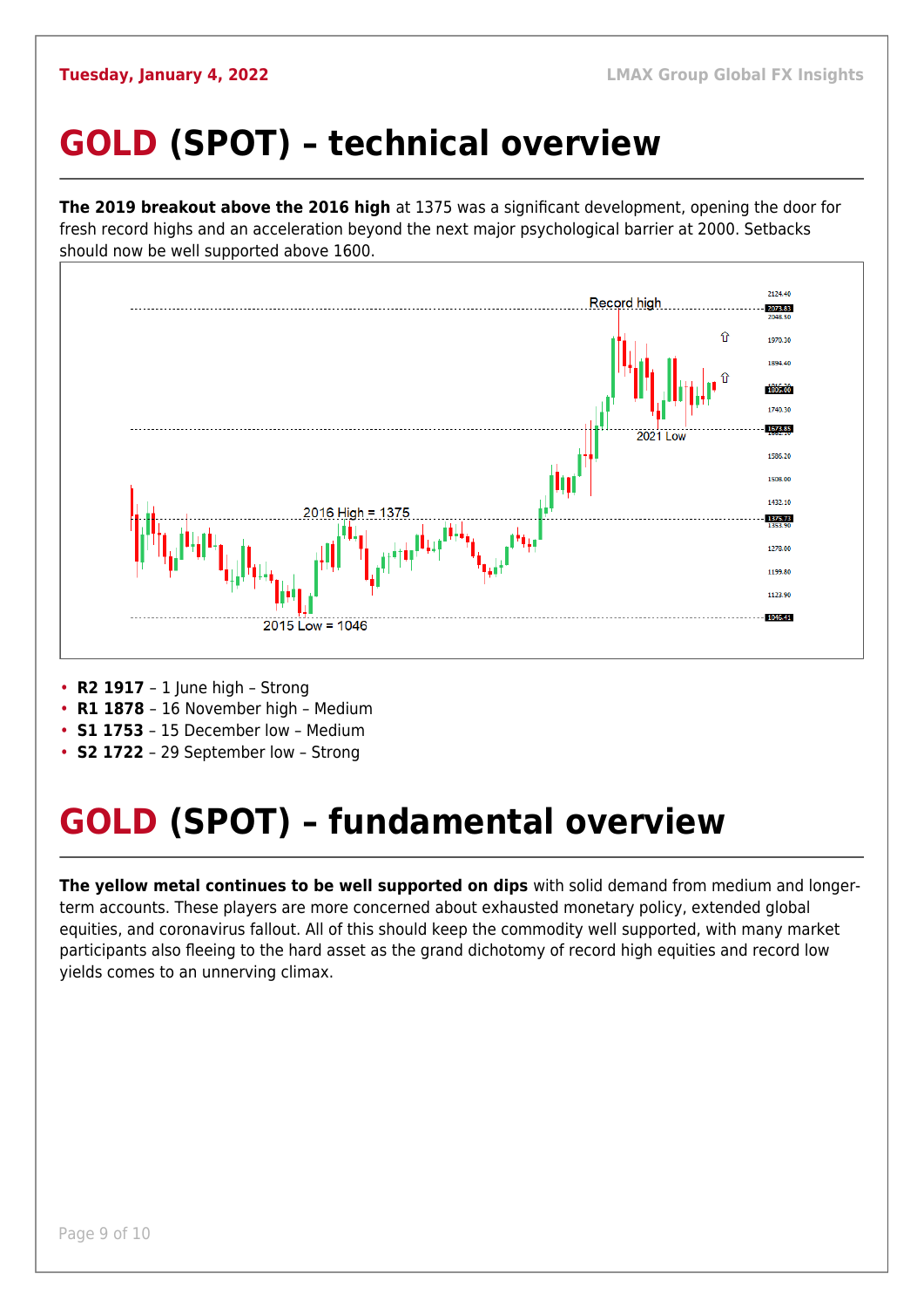# GOLD (SPOT) – technical overview

**The 2019 breakout above the 2016 high** at 1375 was a significant development, opening the door for fresh record highs and an acceleration beyond the next major psychological barrier at 2000. Setbacks should now be well supported above 1600.

- **R2 1917** – 1 June high – Strong
- **R1 1878** – 16 November high – Medium
- **S1 1753** – 15 December low – Medium
- **S2 1722** – 29 September low – Strong

# GOLD (SPOT) – fundamental overview

**The yellow metal continues to be well supported on dips** with solid demand from medium and longer-term accounts. These players are more concerned about exhausted monetary policy, extended global equities, and coronavirus fallout. All of this should keep the commodity well supported, with many market participants also fleeing to the hard asset as the grand dichotomy of record high equities and record low yields comes to an unnerving climax.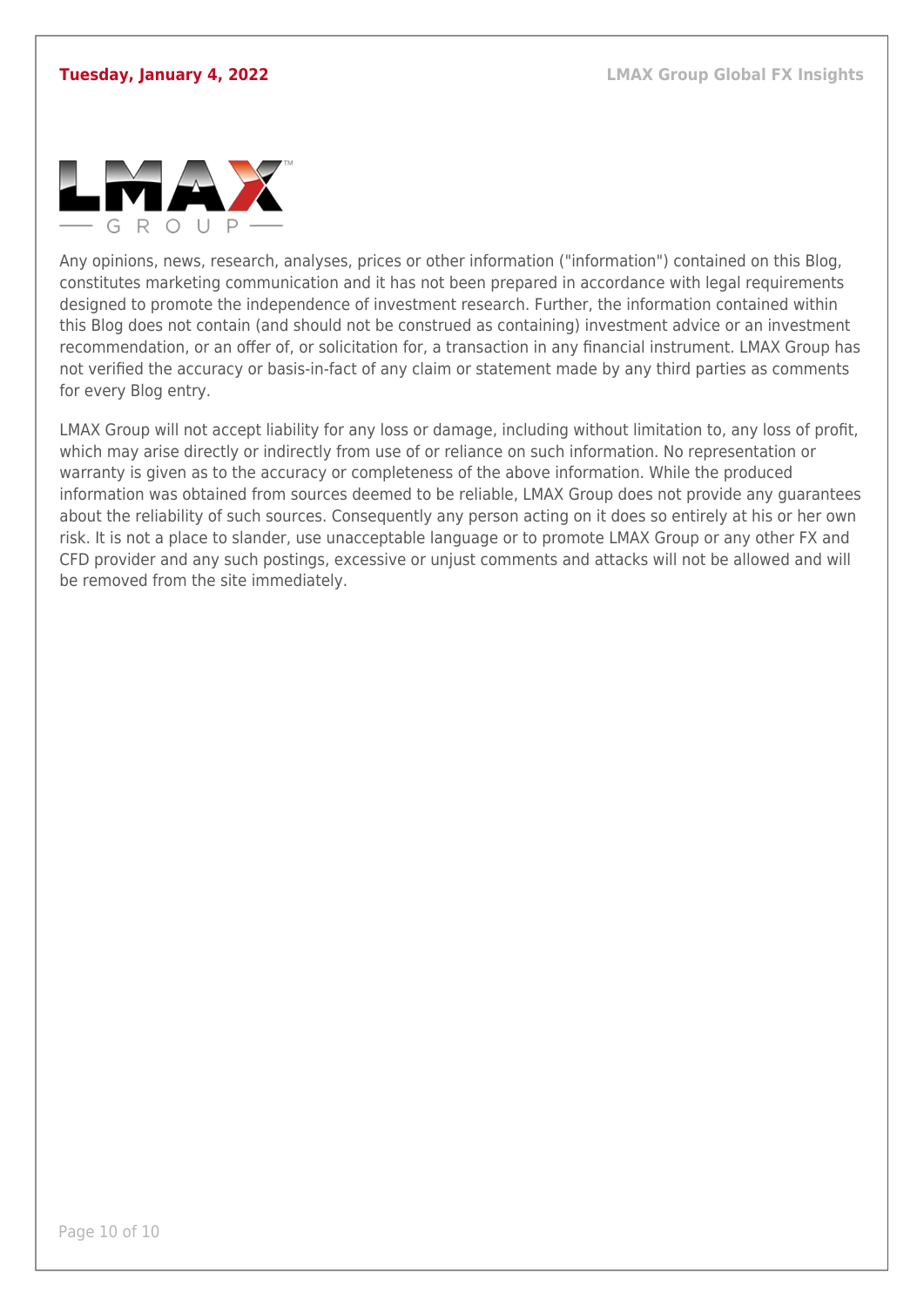Any opinions, news, research, analyses, prices or other information ("information") contained on this Blog, constitutes marketing communication and it has not been prepared in accordance with legal requirements designed to promote the independence of investment research. Further, the information contained within this Blog does not contain (and should not be construed as containing) investment advice or an investment recommendation, or an offer of, or solicitation for, a transaction in any financial instrument. LMAX Group has not verified the accuracy or basis-in-fact of any claim or statement made by any third parties as comments for every Blog entry.

LMAX Group will not accept liability for any loss or damage, including without limitation to, any loss of profit, which may arise directly or indirectly from use of or reliance on such information. No representation or warranty is given as to the accuracy or completeness of the above information. While the produced information was obtained from sources deemed to be reliable, LMAX Group does not provide any guarantees about the reliability of such sources. Consequently any person acting on it does so entirely at his or her own risk. It is not a place to slander, use unacceptable language or to promote LMAX Group or any other FX and CFD provider and any such postings, excessive or unjust comments and attacks will not be allowed and will be removed from the site immediately.